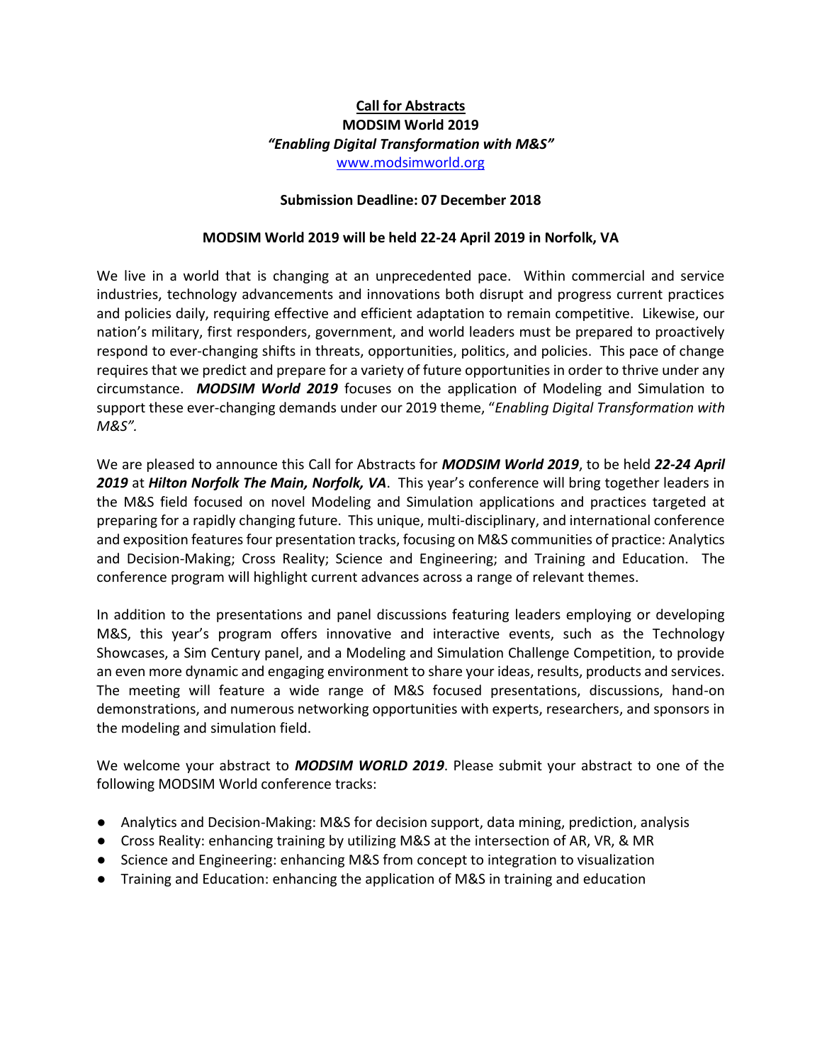**<u>Call for Abstracts</u>**

**MODSIM World 2019**

***"Enabling Digital Transformation with M&S"***

[www.modsimworld.org](http://www.modsimworld.org)

**Submission Deadline: 07 December 2018**

**MODSIM World 2019 will be held 22-24 April 2019 in Norfolk, VA**

We live in a world that is changing at an unprecedented pace. Within commercial and service industries, technology advancements and innovations both disrupt and progress current practices and policies daily, requiring effective and efficient adaptation to remain competitive. Likewise, our nation's military, first responders, government, and world leaders must be prepared to proactively respond to ever-changing shifts in threats, opportunities, politics, and policies. This pace of change requires that we predict and prepare for a variety of future opportunities in order to thrive under any circumstance. ***MODSIM World 2019*** focuses on the application of Modeling and Simulation to support these ever-changing demands under our 2019 theme, "*Enabling Digital Transformation with M&S".*

We are pleased to announce this Call for Abstracts for ***MODSIM World 2019***, to be held ***22-24 April 2019*** at ***Hilton Norfolk The Main, Norfolk, VA***. This year's conference will bring together leaders in the M&S field focused on novel Modeling and Simulation applications and practices targeted at preparing for a rapidly changing future. This unique, multi-disciplinary, and international conference and exposition features four presentation tracks, focusing on M&S communities of practice: Analytics and Decision-Making; Cross Reality; Science and Engineering; and Training and Education. The conference program will highlight current advances across a range of relevant themes.

In addition to the presentations and panel discussions featuring leaders employing or developing M&S, this year's program offers innovative and interactive events, such as the Technology Showcases, a Sim Century panel, and a Modeling and Simulation Challenge Competition, to provide an even more dynamic and engaging environment to share your ideas, results, products and services. The meeting will feature a wide range of M&S focused presentations, discussions, hand-on demonstrations, and numerous networking opportunities with experts, researchers, and sponsors in the modeling and simulation field.

We welcome your abstract to ***MODSIM WORLD 2019***. Please submit your abstract to one of the following MODSIM World conference tracks:

- Analytics and Decision-Making: M&S for decision support, data mining, prediction, analysis
- Cross Reality: enhancing training by utilizing M&S at the intersection of AR, VR, & MR
- Science and Engineering: enhancing M&S from concept to integration to visualization
- Training and Education: enhancing the application of M&S in training and education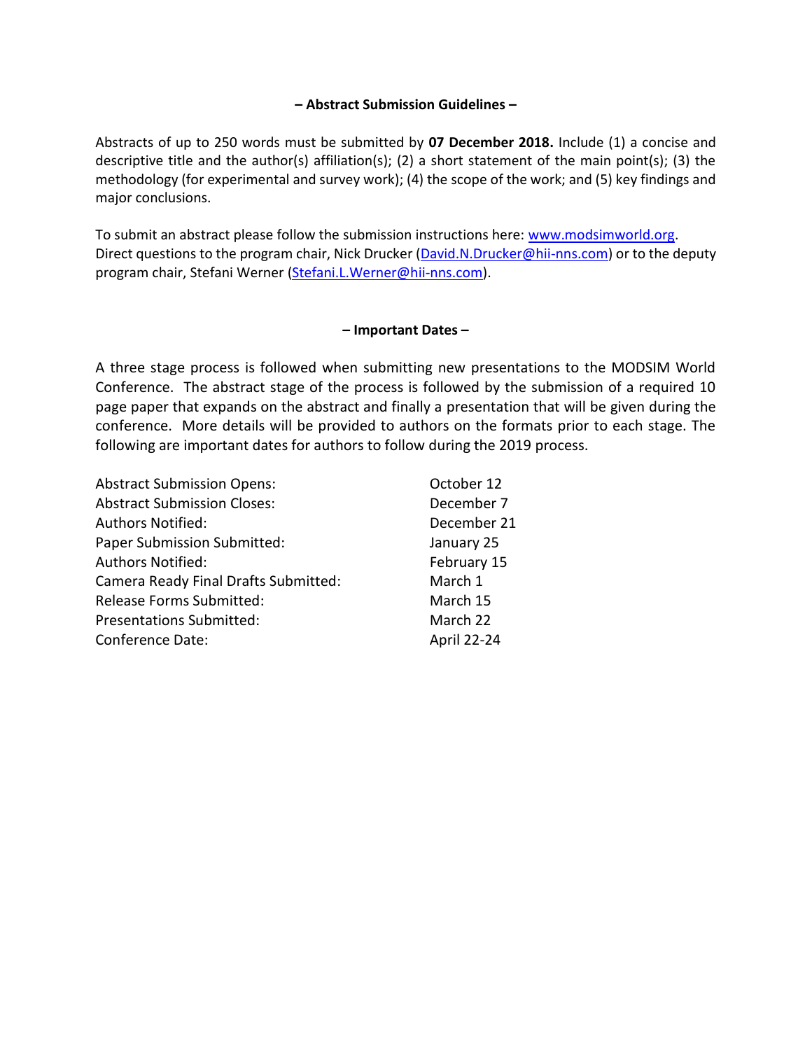**– Abstract Submission Guidelines –**

Abstracts of up to 250 words must be submitted by **07 December 2018.** Include (1) a concise and descriptive title and the author(s) affiliation(s); (2) a short statement of the main point(s); (3) the methodology (for experimental and survey work); (4) the scope of the work; and (5) key findings and major conclusions.

To submit an abstract please follow the submission instructions here: www.modsimworld.org. Direct questions to the program chair, Nick Drucker (David.N.Drucker@hii-nns.com) or to the deputy program chair, Stefani Werner (Stefani.L.Werner@hii-nns.com).

**– Important Dates –**

A three stage process is followed when submitting new presentations to the MODSIM World Conference. The abstract stage of the process is followed by the submission of a required 10 page paper that expands on the abstract and finally a presentation that will be given during the conference. More details will be provided to authors on the formats prior to each stage. The following are important dates for authors to follow during the 2019 process.

| | |
|---|---|
| Abstract Submission Opens: | October 12 |
| Abstract Submission Closes: | December 7 |
| Authors Notified: | December 21 |
| Paper Submission Submitted: | January 25 |
| Authors Notified: | February 15 |
| Camera Ready Final Drafts Submitted: | March 1 |
| Release Forms Submitted: | March 15 |
| Presentations Submitted: | March 22 |
| Conference Date: | April 22-24 |